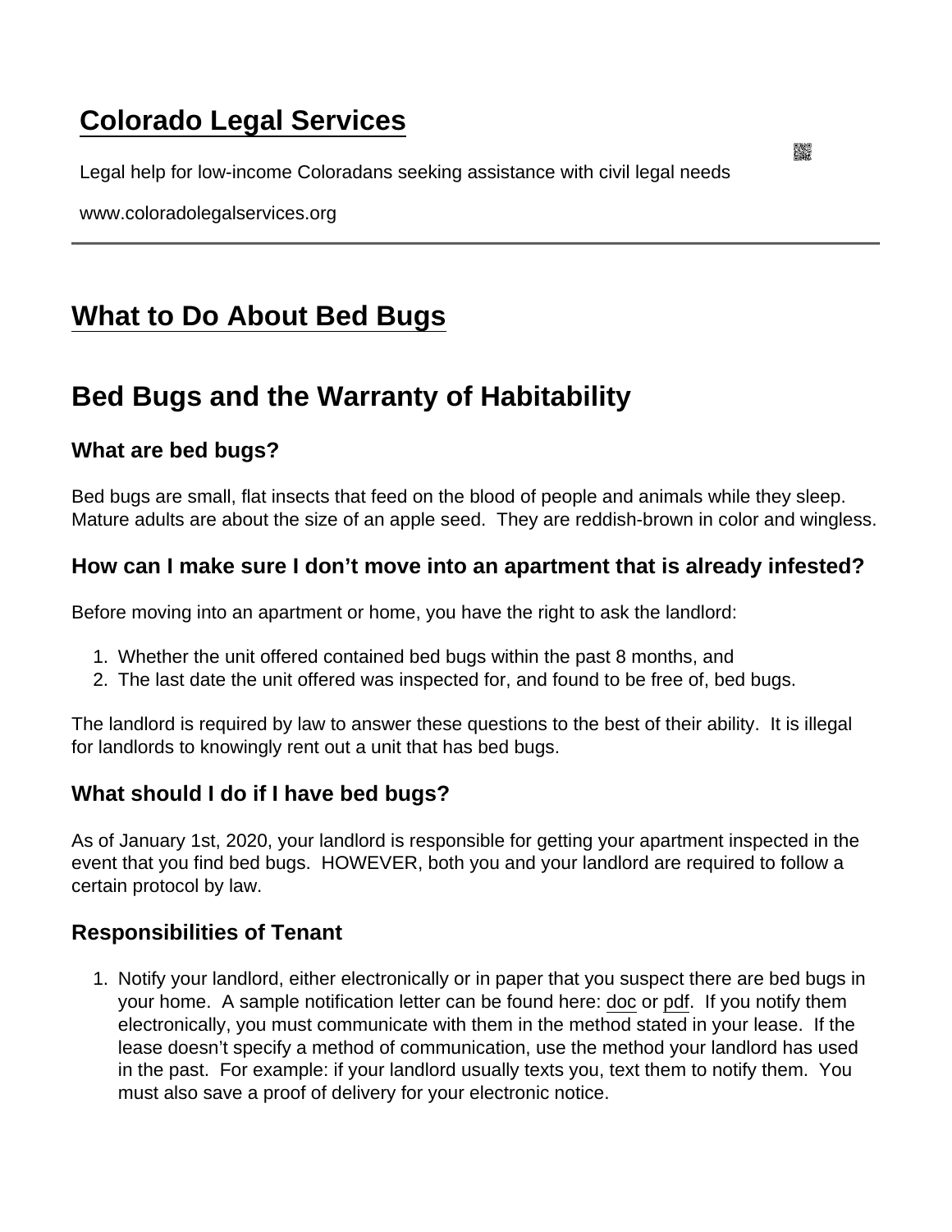# Colorado Legal Services

Legal help for low-income Coloradans seeking assistance with civil legal needs

www.coloradolegalservices.org

---

# What to Do About Bed Bugs

## Bed Bugs and the Warranty of Habitability

### What are bed bugs?

Bed bugs are small, flat insects that feed on the blood of people and animals while they sleep. Mature adults are about the size of an apple seed. They are reddish-brown in color and wingless.

### How can I make sure I don't move into an apartment that is already infested?

Before moving into an apartment or home, you have the right to ask the landlord:

1. Whether the unit offered contained bed bugs within the past 8 months, and
2. The last date the unit offered was inspected for, and found to be free of, bed bugs.

The landlord is required by law to answer these questions to the best of their ability. It is illegal for landlords to knowingly rent out a unit that has bed bugs.

### What should I do if I have bed bugs?

As of January 1st, 2020, your landlord is responsible for getting your apartment inspected in the event that you find bed bugs. HOWEVER, both you and your landlord are required to follow a certain protocol by law.

### Responsibilities of Tenant

1. Notify your landlord, either electronically or in paper that you suspect there are bed bugs in your home. A sample notification letter can be found here: doc or pdf. If you notify them electronically, you must communicate with them in the method stated in your lease. If the lease doesn't specify a method of communication, use the method your landlord has used in the past. For example: if your landlord usually texts you, text them to notify them. You must also save a proof of delivery for your electronic notice.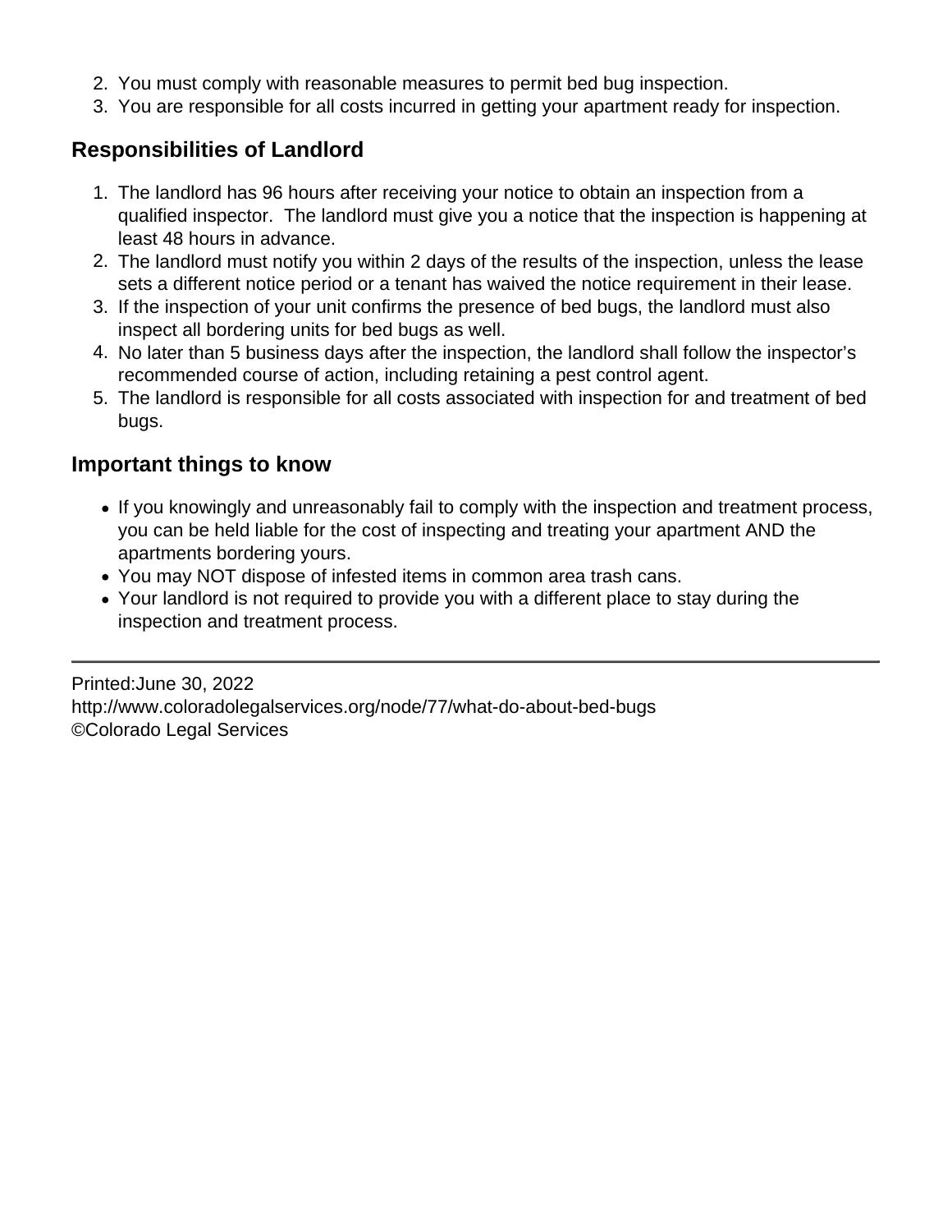2. You must comply with reasonable measures to permit bed bug inspection.
3. You are responsible for all costs incurred in getting your apartment ready for inspection.

## Responsibilities of Landlord

1. The landlord has 96 hours after receiving your notice to obtain an inspection from a qualified inspector. The landlord must give you a notice that the inspection is happening at least 48 hours in advance.
2. The landlord must notify you within 2 days of the results of the inspection, unless the lease sets a different notice period or a tenant has waived the notice requirement in their lease.
3. If the inspection of your unit confirms the presence of bed bugs, the landlord must also inspect all bordering units for bed bugs as well.
4. No later than 5 business days after the inspection, the landlord shall follow the inspector's recommended course of action, including retaining a pest control agent.
5. The landlord is responsible for all costs associated with inspection for and treatment of bed bugs.

## Important things to know

- If you knowingly and unreasonably fail to comply with the inspection and treatment process, you can be held liable for the cost of inspecting and treating your apartment AND the apartments bordering yours.
- You may NOT dispose of infested items in common area trash cans.
- Your landlord is not required to provide you with a different place to stay during the inspection and treatment process.

---

Printed:June 30, 2022
http://www.coloradolegalservices.org/node/77/what-do-about-bed-bugs
©Colorado Legal Services